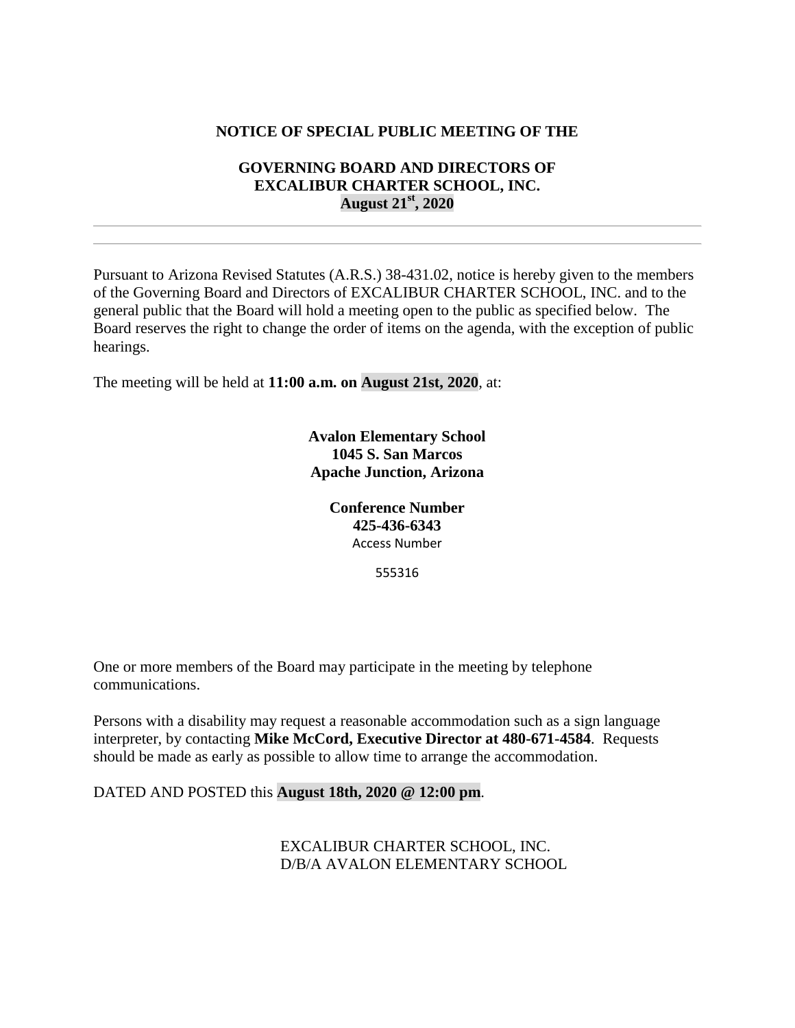**NOTICE OF SPECIAL PUBLIC MEETING OF THE**

**GOVERNING BOARD AND DIRECTORS OF**
**EXCALIBUR CHARTER SCHOOL, INC.**
**August 21st, 2020**

---

Pursuant to Arizona Revised Statutes (A.R.S.) 38-431.02, notice is hereby given to the members of the Governing Board and Directors of EXCALIBUR CHARTER SCHOOL, INC. and to the general public that the Board will hold a meeting open to the public as specified below. The Board reserves the right to change the order of items on the agenda, with the exception of public hearings.

The meeting will be held at **11:00 a.m. on August 21st, 2020**, at:

**Avalon Elementary School**
**1045 S. San Marcos**
**Apache Junction, Arizona**

**Conference Number**
**425-436-6343**
Access Number

555316

One or more members of the Board may participate in the meeting by telephone communications.

Persons with a disability may request a reasonable accommodation such as a sign language interpreter, by contacting **Mike McCord, Executive Director at 480-671-4584**. Requests should be made as early as possible to allow time to arrange the accommodation.

DATED AND POSTED this **August 18th, 2020 @ 12:00 pm**.

EXCALIBUR CHARTER SCHOOL, INC.
D/B/A AVALON ELEMENTARY SCHOOL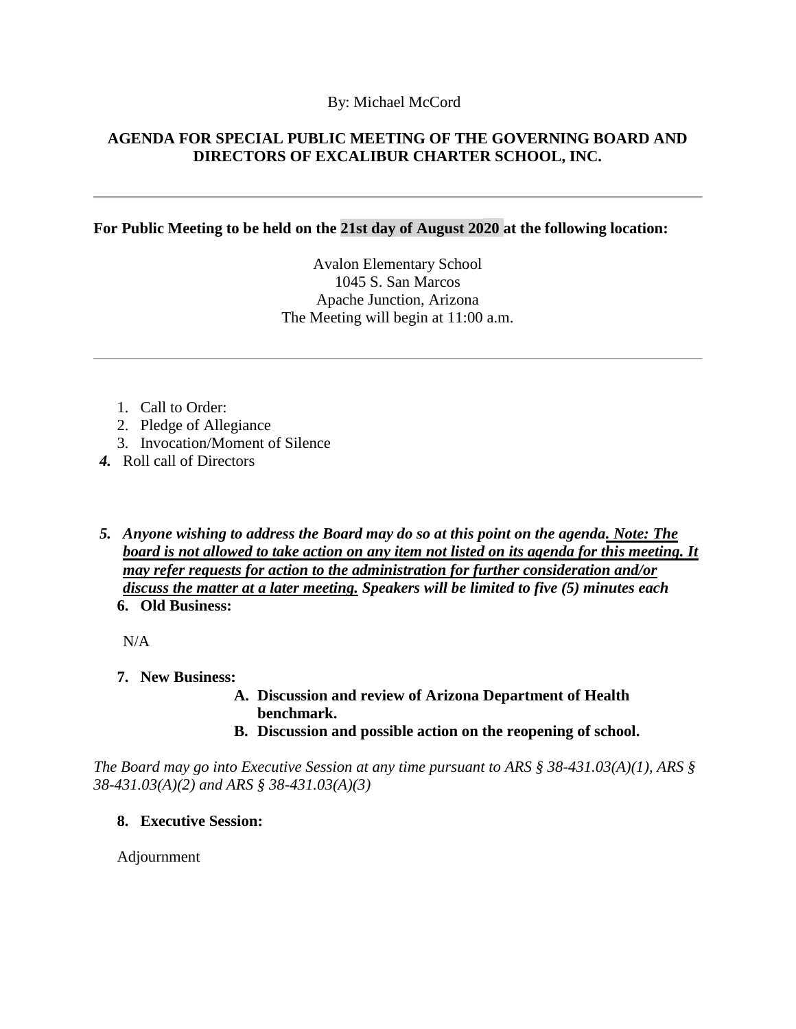By: Michael McCord

**AGENDA FOR SPECIAL PUBLIC MEETING OF THE GOVERNING BOARD AND DIRECTORS OF EXCALIBUR CHARTER SCHOOL, INC.**

---

**For Public Meeting to be held on the 21st day of August 2020 at the following location:**

Avalon Elementary School
1045 S. San Marcos
Apache Junction, Arizona
The Meeting will begin at 11:00 a.m.

---

1. Call to Order:
2. Pledge of Allegiance
3. Invocation/Moment of Silence
4. Roll call of Directors

5. ***Anyone wishing to address the Board may do so at this point on the agenda. Note: The board is not allowed to take action on any item not listed on its agenda for this meeting. It may refer requests for action to the administration for further consideration and/or discuss the matter at a later meeting. Speakers will be limited to five (5) minutes each***
6. **Old Business:**

   N/A

7. **New Business:**
   - **A. Discussion and review of Arizona Department of Health benchmark.**
   - **B. Discussion and possible action on the reopening of school.**

*The Board may go into Executive Session at any time pursuant to ARS § 38-431.03(A)(1), ARS § 38-431.03(A)(2) and ARS § 38-431.03(A)(3)*

8. **Executive Session:**

Adjournment